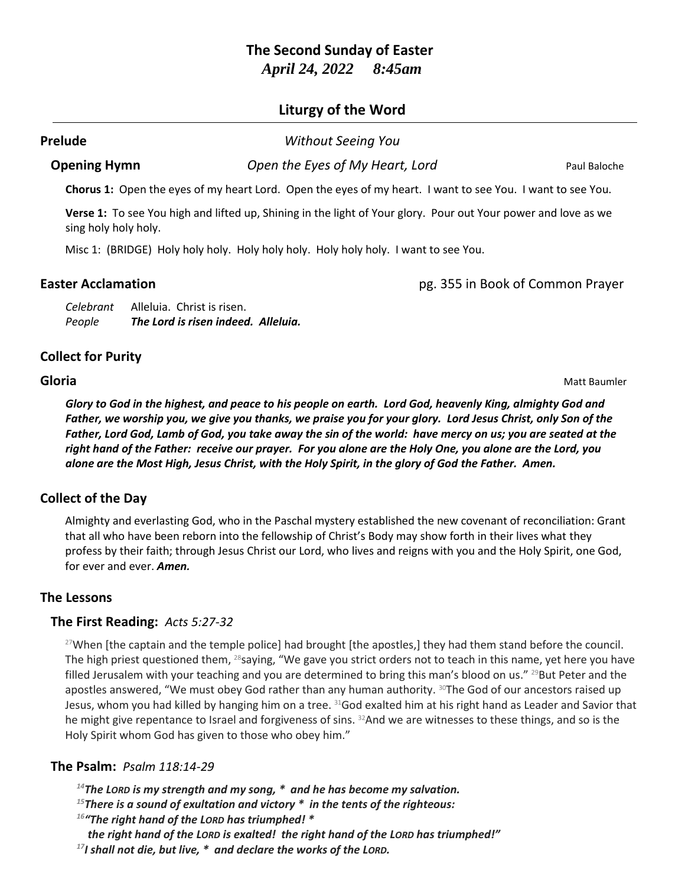# The Second Sunday of Easter

***April 24, 2022     8:45am***

## Liturgy of the Word

---

**Prelude** *Without Seeing You*

**Opening Hymn** *Open the Eyes of My Heart, Lord* Paul Baloche

**Chorus 1:** Open the eyes of my heart Lord. Open the eyes of my heart. I want to see You. I want to see You.

**Verse 1:** To see You high and lifted up, Shining in the light of Your glory. Pour out Your power and love as we sing holy holy holy.

Misc 1: (BRIDGE) Holy holy holy. Holy holy holy. Holy holy holy. I want to see You.

**Easter Acclamation** pg. 355 in Book of Common Prayer

*Celebrant* Alleluia. Christ is risen.
*People* ***The Lord is risen indeed. Alleluia.***

**Collect for Purity**

**Gloria** Matt Baumler

***Glory to God in the highest, and peace to his people on earth. Lord God, heavenly King, almighty God and Father, we worship you, we give you thanks, we praise you for your glory. Lord Jesus Christ, only Son of the Father, Lord God, Lamb of God, you take away the sin of the world: have mercy on us; you are seated at the right hand of the Father: receive our prayer. For you alone are the Holy One, you alone are the Lord, you alone are the Most High, Jesus Christ, with the Holy Spirit, in the glory of God the Father. Amen.***

**Collect of the Day**

Almighty and everlasting God, who in the Paschal mystery established the new covenant of reconciliation: Grant that all who have been reborn into the fellowship of Christ's Body may show forth in their lives what they profess by their faith; through Jesus Christ our Lord, who lives and reigns with you and the Holy Spirit, one God, for ever and ever. ***Amen.***

**The Lessons**

**The First Reading:** *Acts 5:27-32*

[27]When [the captain and the temple police] had brought [the apostles,] they had them stand before the council. The high priest questioned them, [28]saying, "We gave you strict orders not to teach in this name, yet here you have filled Jerusalem with your teaching and you are determined to bring this man's blood on us." [29]But Peter and the apostles answered, "We must obey God rather than any human authority. [30]The God of our ancestors raised up Jesus, whom you had killed by hanging him on a tree. [31]God exalted him at his right hand as Leader and Savior that he might give repentance to Israel and forgiveness of sins. [32]And we are witnesses to these things, and so is the Holy Spirit whom God has given to those who obey him."

**The Psalm:** *Psalm 118:14-29*

***[14]The LORD is my strength and my song, * and he has become my salvation.***
***[15]There is a sound of exultation and victory * in the tents of the righteous:***
***[16]"The right hand of the LORD has triumphed! ****
***the right hand of the LORD is exalted! the right hand of the LORD has triumphed!"***
***[17]I shall not die, but live, * and declare the works of the LORD.***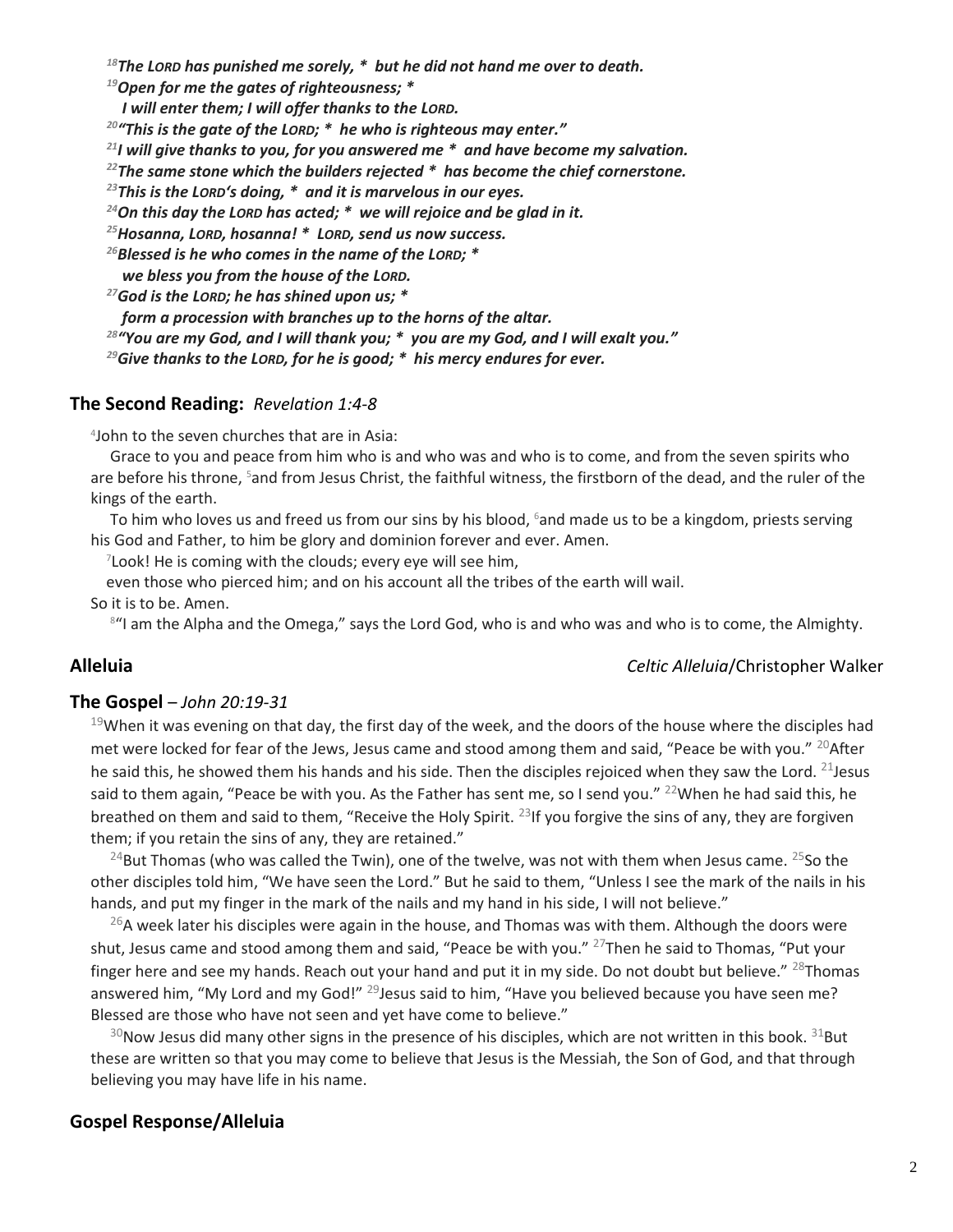***[18]The LORD has punished me sorely, * but he did not hand me over to death.***
***[19]Open for me the gates of righteousness; ***
***I will enter them; I will offer thanks to the LORD.***
***[20]"This is the gate of the LORD; * he who is righteous may enter."***
***[21]I will give thanks to you, for you answered me * and have become my salvation.***
***[22]The same stone which the builders rejected * has become the chief cornerstone.***
***[23]This is the LORD's doing, * and it is marvelous in our eyes.***
***[24]On this day the LORD has acted; * we will rejoice and be glad in it.***
***[25]Hosanna, LORD, hosanna! * LORD, send us now success.***
***[26]Blessed is he who comes in the name of the LORD; ***
***we bless you from the house of the LORD.***
***[27]God is the LORD; he has shined upon us; ***
***form a procession with branches up to the horns of the altar.***
***[28]"You are my God, and I will thank you; * you are my God, and I will exalt you."***
***[29]Give thanks to the LORD, for he is good; * his mercy endures for ever.***

## The Second Reading: *Revelation 1:4-8*

[4]John to the seven churches that are in Asia:

Grace to you and peace from him who is and who was and who is to come, and from the seven spirits who are before his throne, [5]and from Jesus Christ, the faithful witness, the firstborn of the dead, and the ruler of the kings of the earth.

To him who loves us and freed us from our sins by his blood, [6]and made us to be a kingdom, priests serving his God and Father, to him be glory and dominion forever and ever. Amen.

[7]Look! He is coming with the clouds; every eye will see him,
even those who pierced him; and on his account all the tribes of the earth will wail.
So it is to be. Amen.

[8]"I am the Alpha and the Omega," says the Lord God, who is and who was and who is to come, the Almighty.

**Alleluia** *Celtic Alleluia*/Christopher Walker

## The Gospel – *John 20:19-31*

[19]When it was evening on that day, the first day of the week, and the doors of the house where the disciples had met were locked for fear of the Jews, Jesus came and stood among them and said, "Peace be with you." [20]After he said this, he showed them his hands and his side. Then the disciples rejoiced when they saw the Lord. [21]Jesus said to them again, "Peace be with you. As the Father has sent me, so I send you." [22]When he had said this, he breathed on them and said to them, "Receive the Holy Spirit. [23]If you forgive the sins of any, they are forgiven them; if you retain the sins of any, they are retained."

[24]But Thomas (who was called the Twin), one of the twelve, was not with them when Jesus came. [25]So the other disciples told him, "We have seen the Lord." But he said to them, "Unless I see the mark of the nails in his hands, and put my finger in the mark of the nails and my hand in his side, I will not believe."

[26]A week later his disciples were again in the house, and Thomas was with them. Although the doors were shut, Jesus came and stood among them and said, "Peace be with you." [27]Then he said to Thomas, "Put your finger here and see my hands. Reach out your hand and put it in my side. Do not doubt but believe." [28]Thomas answered him, "My Lord and my God!" [29]Jesus said to him, "Have you believed because you have seen me? Blessed are those who have not seen and yet have come to believe."

[30]Now Jesus did many other signs in the presence of his disciples, which are not written in this book. [31]But these are written so that you may come to believe that Jesus is the Messiah, the Son of God, and that through believing you may have life in his name.

## Gospel Response/Alleluia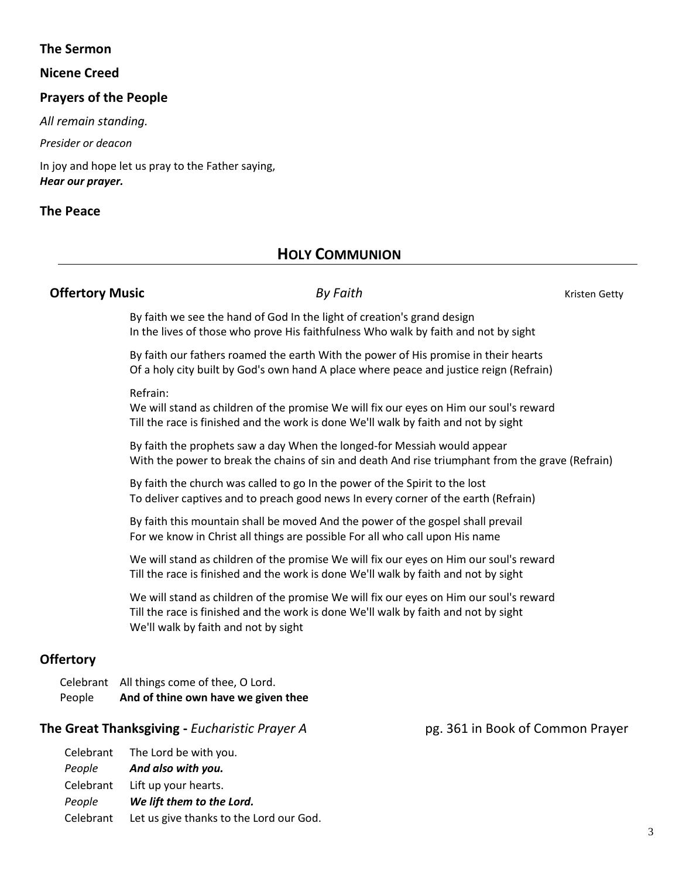### The Sermon

### Nicene Creed

### Prayers of the People

*All remain standing.*

*Presider or deacon*

In joy and hope let us pray to the Father saying,
***Hear our prayer.***

### The Peace

## HOLY COMMUNION

**Offertory Music** *By Faith* Kristen Getty

By faith we see the hand of God In the light of creation's grand design
In the lives of those who prove His faithfulness Who walk by faith and not by sight

By faith our fathers roamed the earth With the power of His promise in their hearts
Of a holy city built by God's own hand A place where peace and justice reign (Refrain)

Refrain:
We will stand as children of the promise We will fix our eyes on Him our soul's reward
Till the race is finished and the work is done We'll walk by faith and not by sight

By faith the prophets saw a day When the longed-for Messiah would appear
With the power to break the chains of sin and death And rise triumphant from the grave (Refrain)

By faith the church was called to go In the power of the Spirit to the lost
To deliver captives and to preach good news In every corner of the earth (Refrain)

By faith this mountain shall be moved And the power of the gospel shall prevail
For we know in Christ all things are possible For all who call upon His name

We will stand as children of the promise We will fix our eyes on Him our soul's reward
Till the race is finished and the work is done We'll walk by faith and not by sight

We will stand as children of the promise We will fix our eyes on Him our soul's reward
Till the race is finished and the work is done We'll walk by faith and not by sight
We'll walk by faith and not by sight

### Offertory

Celebrant All things come of thee, O Lord.
People **And of thine own have we given thee**

### The Great Thanksgiving - *Eucharistic Prayer A* pg. 361 in Book of Common Prayer

Celebrant The Lord be with you.
*People* ***And also with you.***
Celebrant Lift up your hearts.
*People* ***We lift them to the Lord.***
Celebrant Let us give thanks to the Lord our God.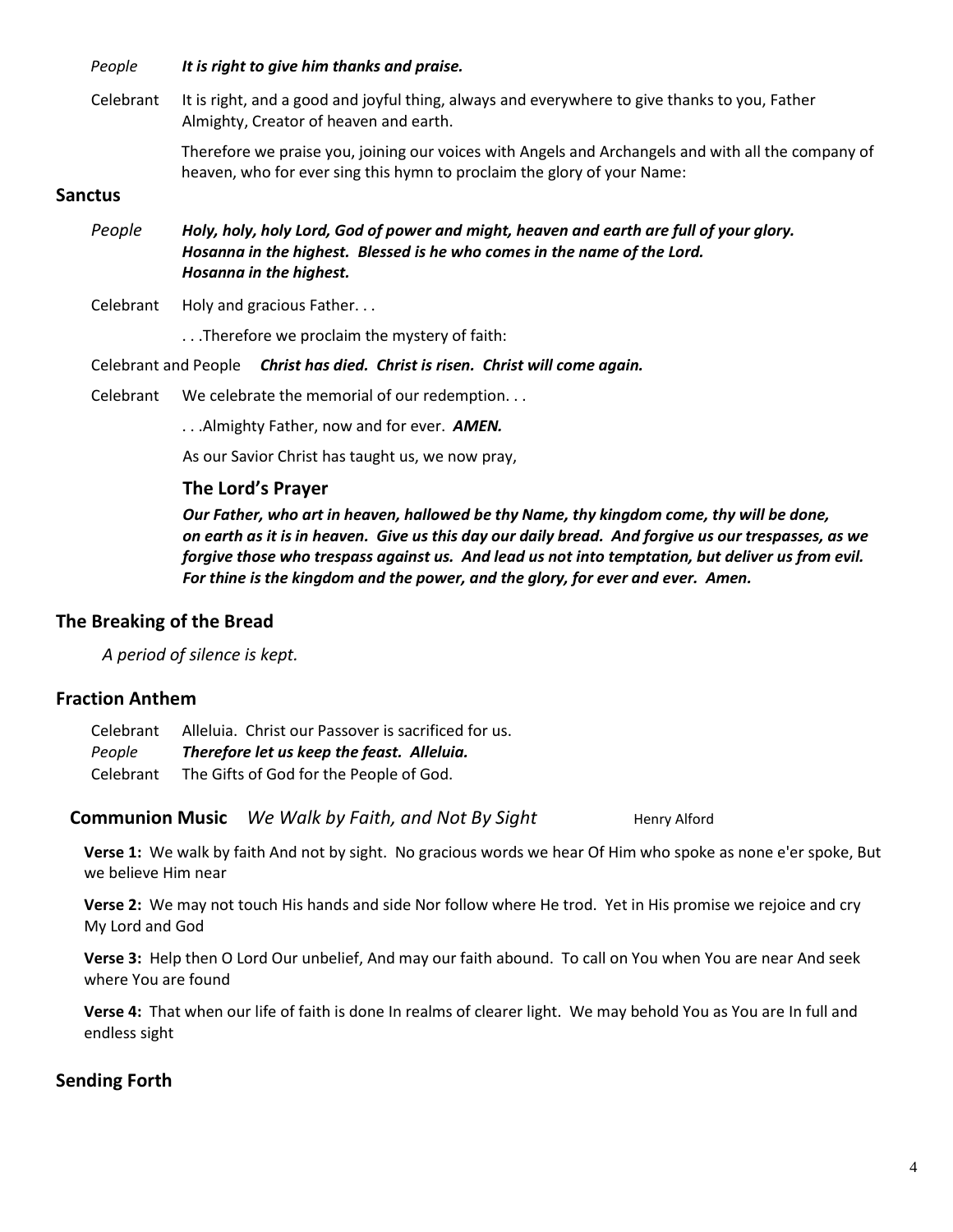*People* ***It is right to give him thanks and praise.***

Celebrant It is right, and a good and joyful thing, always and everywhere to give thanks to you, Father Almighty, Creator of heaven and earth.

Therefore we praise you, joining our voices with Angels and Archangels and with all the company of heaven, who for ever sing this hymn to proclaim the glory of your Name:

## Sanctus

*People* ***Holy, holy, holy Lord, God of power and might, heaven and earth are full of your glory. Hosanna in the highest. Blessed is he who comes in the name of the Lord. Hosanna in the highest.***

Celebrant Holy and gracious Father. . .

. . .Therefore we proclaim the mystery of faith:

Celebrant and People ***Christ has died. Christ is risen. Christ will come again.***

Celebrant We celebrate the memorial of our redemption. . .

. . .Almighty Father, now and for ever. ***AMEN.***

As our Savior Christ has taught us, we now pray,

### The Lord's Prayer

***Our Father, who art in heaven, hallowed be thy Name, thy kingdom come, thy will be done, on earth as it is in heaven. Give us this day our daily bread. And forgive us our trespasses, as we forgive those who trespass against us. And lead us not into temptation, but deliver us from evil. For thine is the kingdom and the power, and the glory, for ever and ever. Amen.***

## The Breaking of the Bread

*A period of silence is kept.*

## Fraction Anthem

Celebrant Alleluia. Christ our Passover is sacrificed for us.
*People* ***Therefore let us keep the feast. Alleluia.***
Celebrant The Gifts of God for the People of God.

**Communion Music** *We Walk by Faith, and Not By Sight* Henry Alford

**Verse 1:** We walk by faith And not by sight. No gracious words we hear Of Him who spoke as none e'er spoke, But we believe Him near

**Verse 2:** We may not touch His hands and side Nor follow where He trod. Yet in His promise we rejoice and cry My Lord and God

**Verse 3:** Help then O Lord Our unbelief, And may our faith abound. To call on You when You are near And seek where You are found

**Verse 4:** That when our life of faith is done In realms of clearer light. We may behold You as You are In full and endless sight

## Sending Forth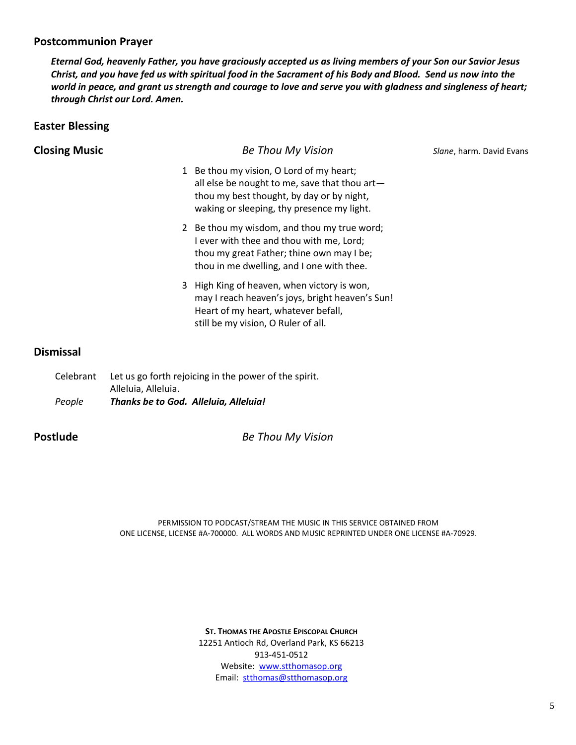## Postcommunion Prayer

***Eternal God, heavenly Father, you have graciously accepted us as living members of your Son our Savior Jesus Christ, and you have fed us with spiritual food in the Sacrament of his Body and Blood. Send us now into the world in peace, and grant us strength and courage to love and serve you with gladness and singleness of heart; through Christ our Lord. Amen.***

## Easter Blessing

## Closing Music

*Be Thou My Vision* — *Slane*, harm. David Evans

1 Be thou my vision, O Lord of my heart;
all else be nought to me, save that thou art—
thou my best thought, by day or by night,
waking or sleeping, thy presence my light.

2 Be thou my wisdom, and thou my true word;
I ever with thee and thou with me, Lord;
thou my great Father; thine own may I be;
thou in me dwelling, and I one with thee.

3 High King of heaven, when victory is won,
may I reach heaven's joys, bright heaven's Sun!
Heart of my heart, whatever befall,
still be my vision, O Ruler of all.

## Dismissal

Celebrant — Let us go forth rejoicing in the power of the spirit.
Alleluia, Alleluia.

*People* — ***Thanks be to God. Alleluia, Alleluia!***

## Postlude

*Be Thou My Vision*

PERMISSION TO PODCAST/STREAM THE MUSIC IN THIS SERVICE OBTAINED FROM ONE LICENSE, LICENSE #A-700000. ALL WORDS AND MUSIC REPRINTED UNDER ONE LICENSE #A-70929.

**ST. THOMAS THE APOSTLE EPISCOPAL CHURCH**
12251 Antioch Rd, Overland Park, KS 66213
913-451-0512
Website: www.stthomasop.org
Email: stthomas@stthomasop.org